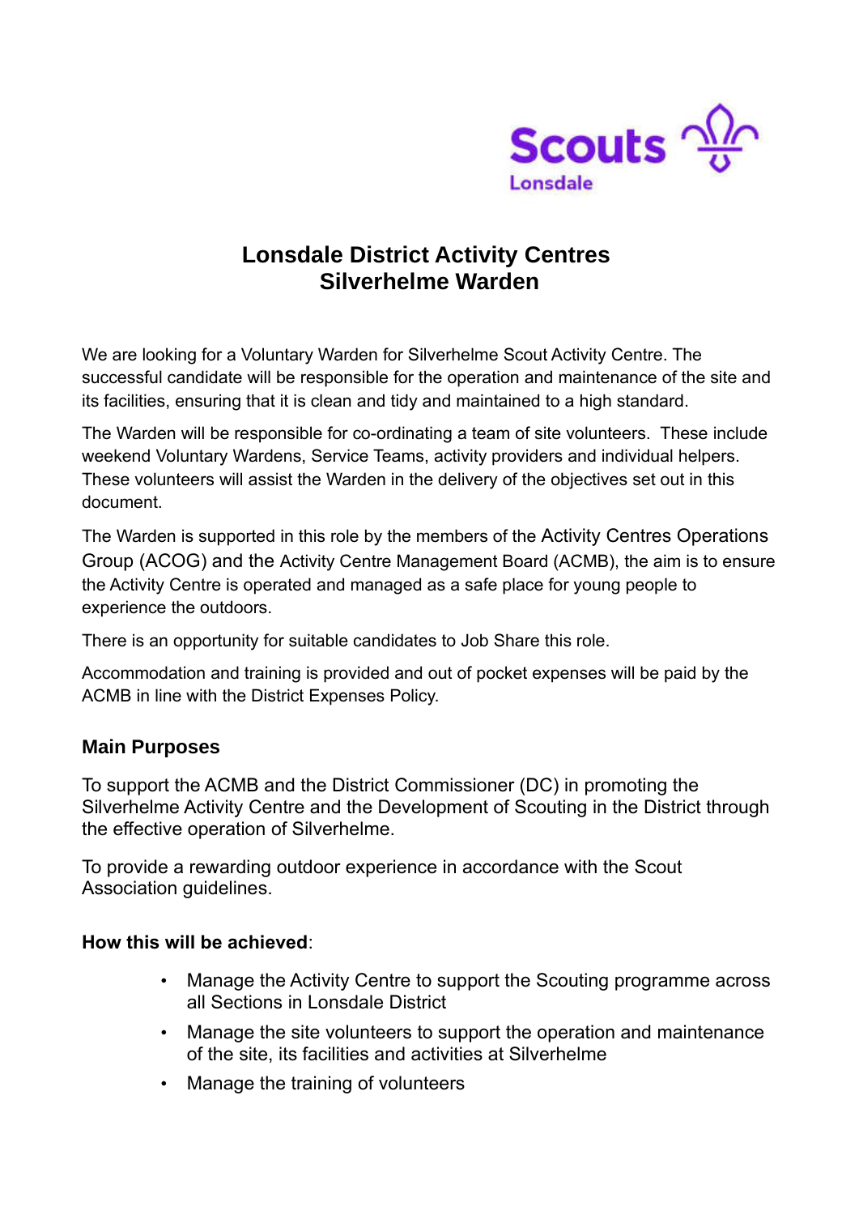Scouts
Lonsdale

# Lonsdale District Activity Centres
# Silverhelme Warden

We are looking for a Voluntary Warden for Silverhelme Scout Activity Centre. The successful candidate will be responsible for the operation and maintenance of the site and its facilities, ensuring that it is clean and tidy and maintained to a high standard.

The Warden will be responsible for co-ordinating a team of site volunteers. These include weekend Voluntary Wardens, Service Teams, activity providers and individual helpers. These volunteers will assist the Warden in the delivery of the objectives set out in this document.

The Warden is supported in this role by the members of the Activity Centres Operations Group (ACOG) and the Activity Centre Management Board (ACMB), the aim is to ensure the Activity Centre is operated and managed as a safe place for young people to experience the outdoors.

There is an opportunity for suitable candidates to Job Share this role.

Accommodation and training is provided and out of pocket expenses will be paid by the ACMB in line with the District Expenses Policy.

## Main Purposes

To support the ACMB and the District Commissioner (DC) in promoting the Silverhelme Activity Centre and the Development of Scouting in the District through the effective operation of Silverhelme.

To provide a rewarding outdoor experience in accordance with the Scout Association guidelines.

**How this will be achieved**:

- Manage the Activity Centre to support the Scouting programme across all Sections in Lonsdale District
- Manage the site volunteers to support the operation and maintenance of the site, its facilities and activities at Silverhelme
- Manage the training of volunteers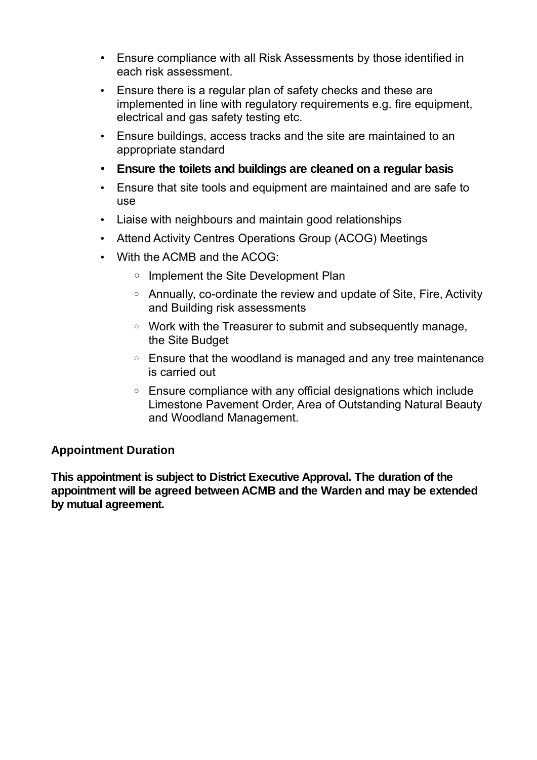- Ensure compliance with all Risk Assessments by those identified in each risk assessment.
- Ensure there is a regular plan of safety checks and these are implemented in line with regulatory requirements e.g. fire equipment, electrical and gas safety testing etc.
- Ensure buildings, access tracks and the site are maintained to an appropriate standard
- **Ensure the toilets and buildings are cleaned on a regular basis**
- Ensure that site tools and equipment are maintained and are safe to use
- Liaise with neighbours and maintain good relationships
- Attend Activity Centres Operations Group (ACOG) Meetings
- With the ACMB and the ACOG:
    - Implement the Site Development Plan
    - Annually, co-ordinate the review and update of Site, Fire, Activity and Building risk assessments
    - Work with the Treasurer to submit and subsequently manage, the Site Budget
    - Ensure that the woodland is managed and any tree maintenance is carried out
    - Ensure compliance with any official designations which include Limestone Pavement Order, Area of Outstanding Natural Beauty and Woodland Management.

**Appointment Duration**

**This appointment is subject to District Executive Approval. The duration of the appointment will be agreed between ACMB and the Warden and may be extended by mutual agreement.**